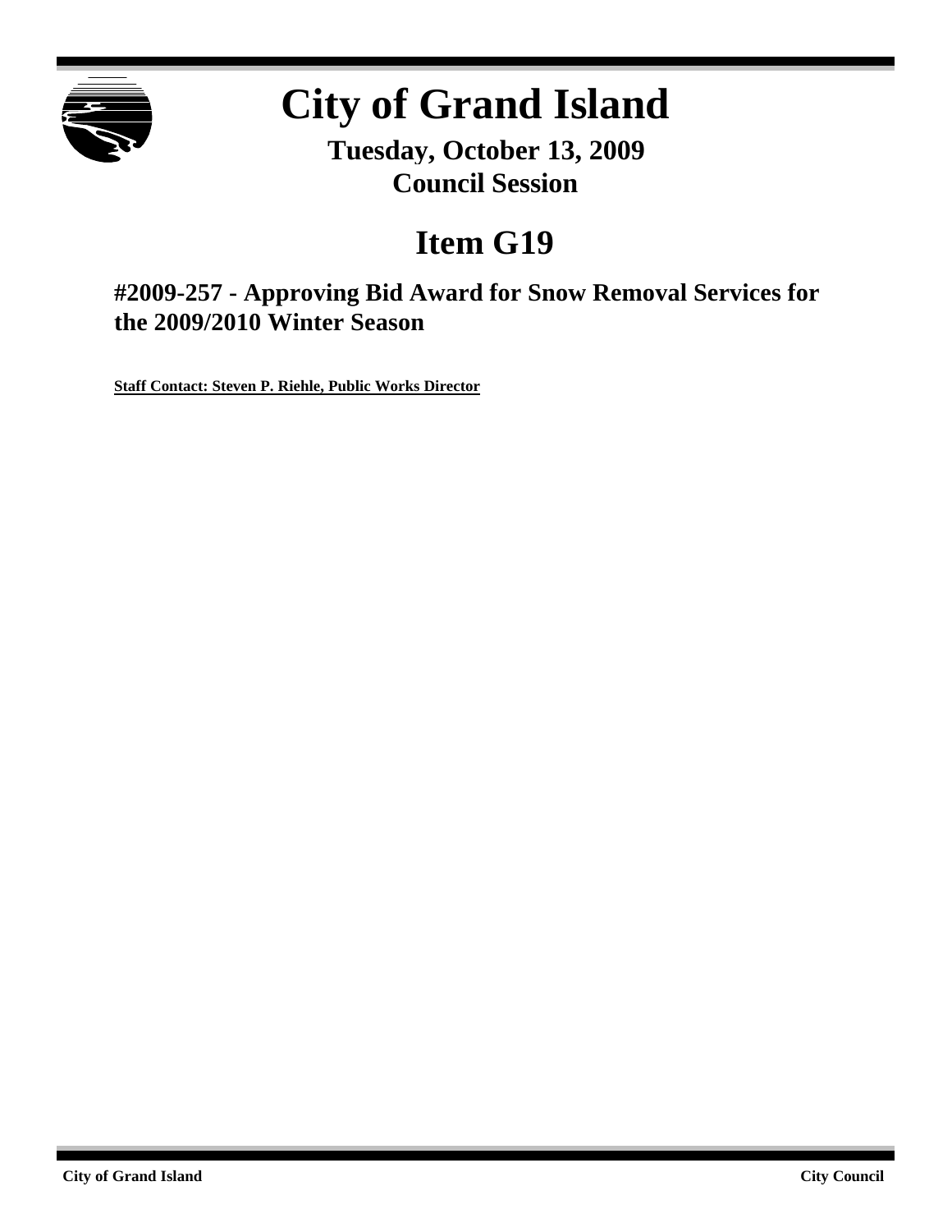# City of Grand Island

**Tuesday, October 13, 2009**
**Council Session**

## Item G19

### #2009-257 - Approving Bid Award for Snow Removal Services for the 2009/2010 Winter Season

**Staff Contact: Steven P. Riehle, Public Works Director**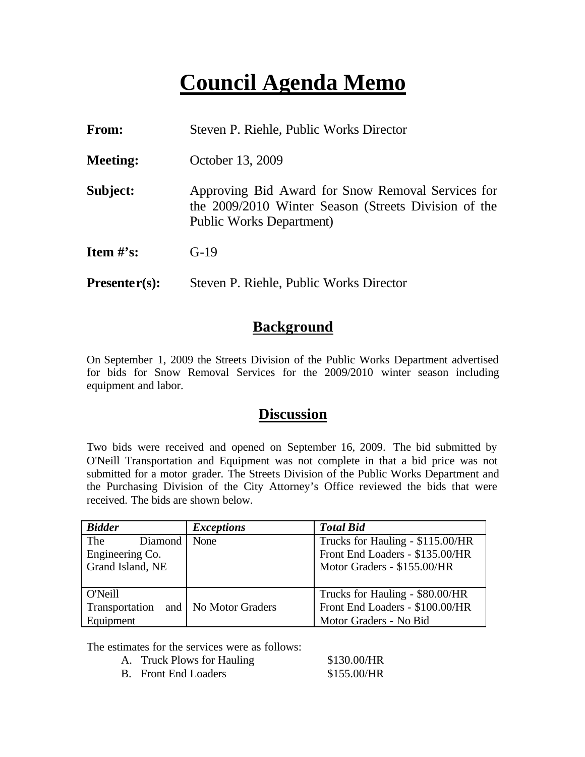# Council Agenda Memo

**From:** Steven P. Riehle, Public Works Director

**Meeting:** October 13, 2009

**Subject:** Approving Bid Award for Snow Removal Services for the 2009/2010 Winter Season (Streets Division of the Public Works Department)

**Item #'s:** G-19

**Presenter(s):** Steven P. Riehle, Public Works Director

## Background

On September 1, 2009 the Streets Division of the Public Works Department advertised for bids for Snow Removal Services for the 2009/2010 winter season including equipment and labor.

## Discussion

Two bids were received and opened on September 16, 2009. The bid submitted by O'Neill Transportation and Equipment was not complete in that a bid price was not submitted for a motor grader. The Streets Division of the Public Works Department and the Purchasing Division of the City Attorney's Office reviewed the bids that were received. The bids are shown below.

| *Bidder* | *Exceptions* | *Total Bid* |
|---|---|---|
| The Diamond Engineering Co. Grand Island, NE | None | Trucks for Hauling - $115.00/HR<br>Front End Loaders - $135.00/HR<br>Motor Graders - $155.00/HR |
| O'Neill Transportation and Equipment | No Motor Graders | Trucks for Hauling - $80.00/HR<br>Front End Loaders - $100.00/HR<br>Motor Graders - No Bid |

The estimates for the services were as follows:

A. Truck Plows for Hauling $130.00/HR
B. Front End Loaders $155.00/HR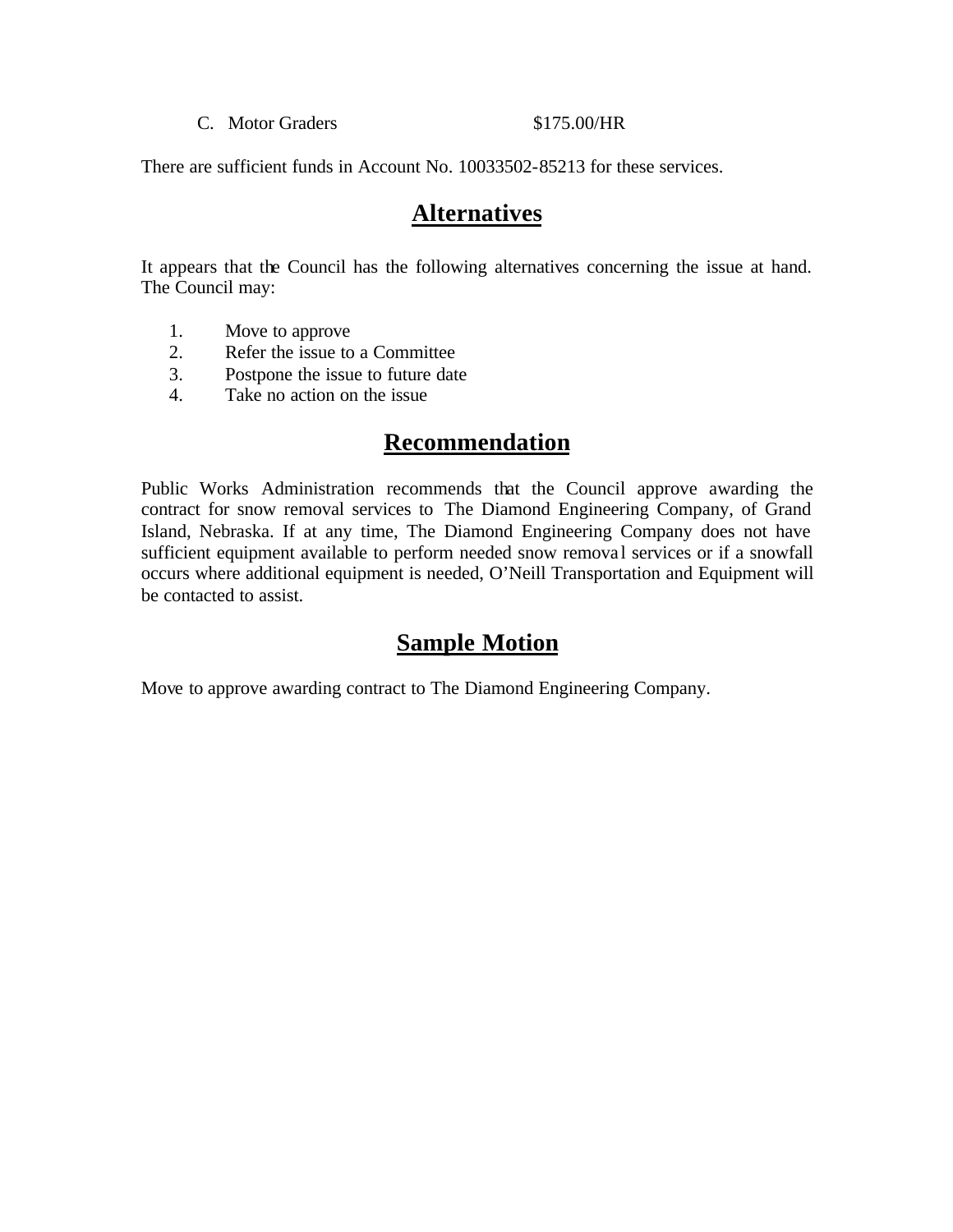C. Motor Graders $175.00/HR

There are sufficient funds in Account No. 10033502-85213 for these services.

## Alternatives

It appears that the Council has the following alternatives concerning the issue at hand. The Council may:

1. Move to approve
2. Refer the issue to a Committee
3. Postpone the issue to future date
4. Take no action on the issue

## Recommendation

Public Works Administration recommends that the Council approve awarding the contract for snow removal services to The Diamond Engineering Company, of Grand Island, Nebraska. If at any time, The Diamond Engineering Company does not have sufficient equipment available to perform needed snow removal services or if a snowfall occurs where additional equipment is needed, O'Neill Transportation and Equipment will be contacted to assist.

## Sample Motion

Move to approve awarding contract to The Diamond Engineering Company.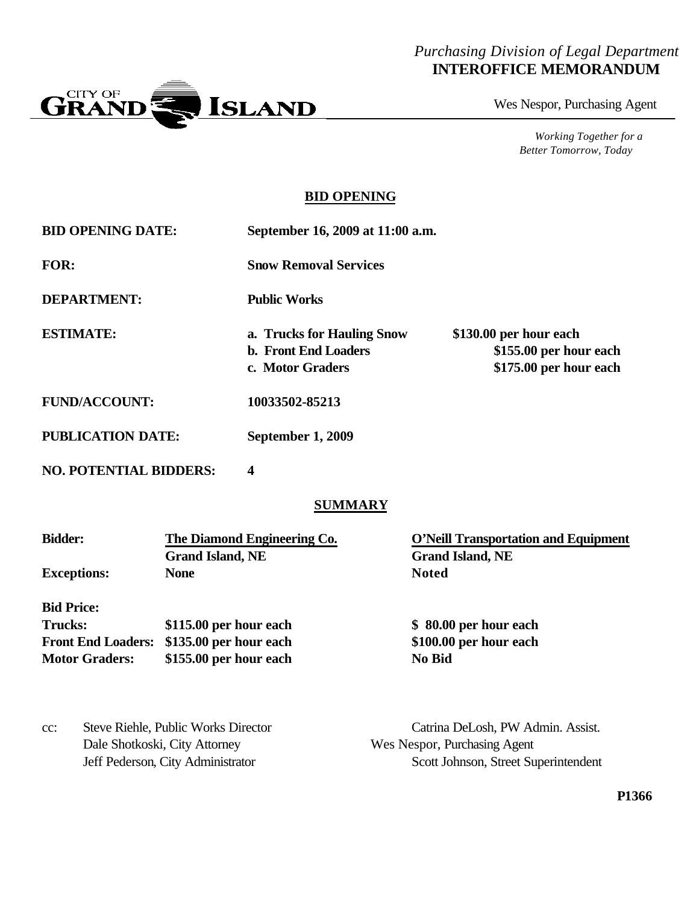*Purchasing Division of Legal Department*
**INTEROFFICE MEMORANDUM**

CITY OF GRAND ISLAND

Wes Nespor, Purchasing Agent

*Working Together for a Better Tomorrow, Today*

## BID OPENING

**BID OPENING DATE:** **September 16, 2009 at 11:00 a.m.**

**FOR:** **Snow Removal Services**

**DEPARTMENT:** **Public Works**

**ESTIMATE:**

| | |
|---|---|
| **a. Trucks for Hauling Snow** | **$130.00 per hour each** |
| **b. Front End Loaders** | **$155.00 per hour each** |
| **c. Motor Graders** | **$175.00 per hour each** |

**FUND/ACCOUNT:** **10033502-85213**

**PUBLICATION DATE:** **September 1, 2009**

**NO. POTENTIAL BIDDERS:** **4**

## SUMMARY

| **Bidder:** | **The Diamond Engineering Co.** Grand Island, NE | **O'Neill Transportation and Equipment** Grand Island, NE |
|---|---|---|
| **Exceptions:** | **None** | **Noted** |
| **Bid Price:** | | |
| **Trucks:** | **$115.00 per hour each** | **$ 80.00 per hour each** |
| **Front End Loaders:** | **$135.00 per hour each** | **$100.00 per hour each** |
| **Motor Graders:** | **$155.00 per hour each** | **No Bid** |

cc: Steve Riehle, Public Works Director
Catrina DeLosh, PW Admin. Assist.
Dale Shotkoski, City Attorney
Wes Nespor, Purchasing Agent
Jeff Pederson, City Administrator
Scott Johnson, Street Superintendent

**P1366**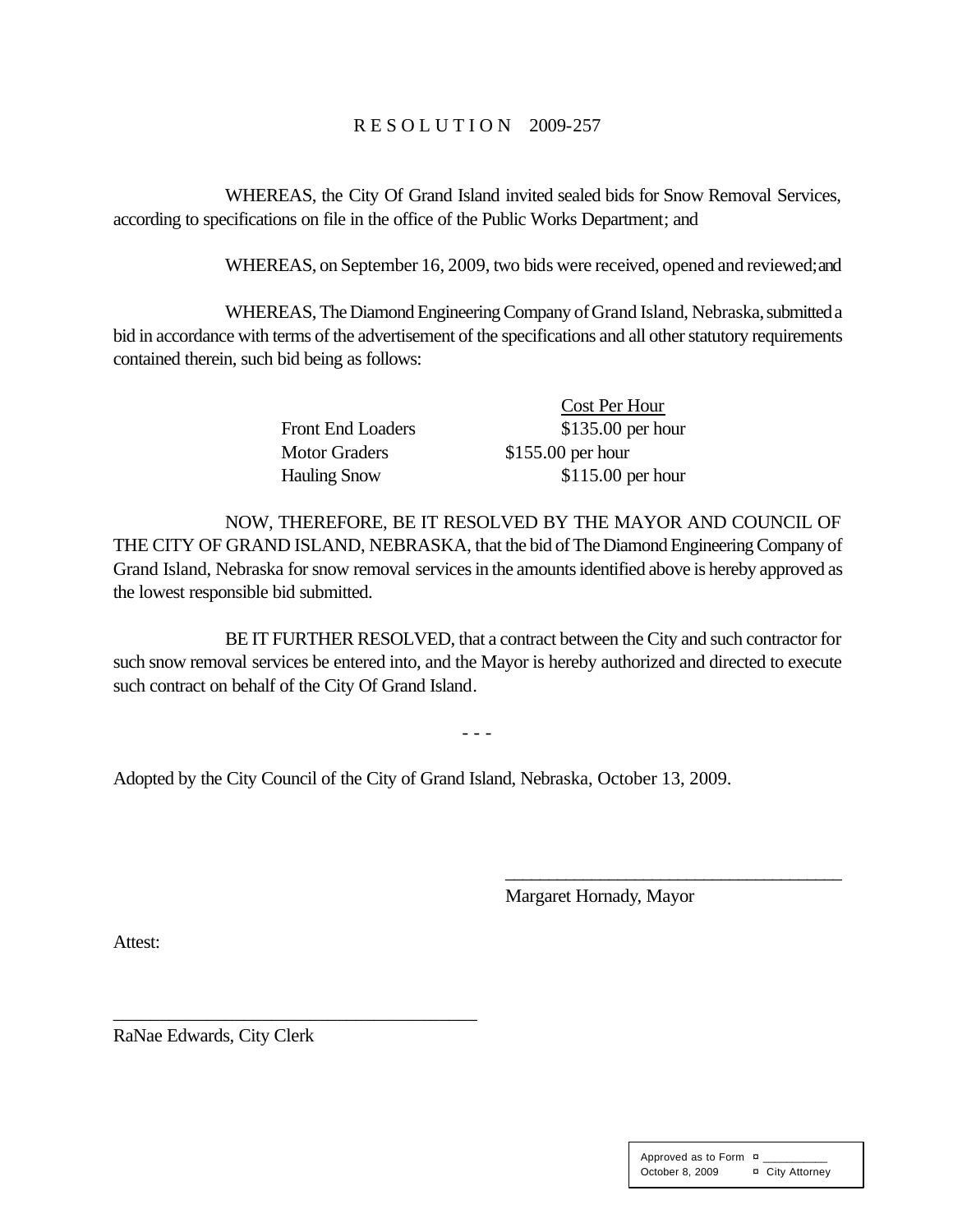# R E S O L U T I O N 2009-257

WHEREAS, the City Of Grand Island invited sealed bids for Snow Removal Services, according to specifications on file in the office of the Public Works Department; and

WHEREAS, on September 16, 2009, two bids were received, opened and reviewed; and

WHEREAS, The Diamond Engineering Company of Grand Island, Nebraska, submitted a bid in accordance with terms of the advertisement of the specifications and all other statutory requirements contained therein, such bid being as follows:

| | Cost Per Hour |
|---|---|
| Front End Loaders | $135.00 per hour |
| Motor Graders | $155.00 per hour |
| Hauling Snow | $115.00 per hour |

NOW, THEREFORE, BE IT RESOLVED BY THE MAYOR AND COUNCIL OF THE CITY OF GRAND ISLAND, NEBRASKA, that the bid of The Diamond Engineering Company of Grand Island, Nebraska for snow removal services in the amounts identified above is hereby approved as the lowest responsible bid submitted.

BE IT FURTHER RESOLVED, that a contract between the City and such contractor for such snow removal services be entered into, and the Mayor is hereby authorized and directed to execute such contract on behalf of the City Of Grand Island.

- - -

Adopted by the City Council of the City of Grand Island, Nebraska, October 13, 2009.

_____________________________________

Margaret Hornady, Mayor

Attest:

_______________________________________

RaNae Edwards, City Clerk

| | |
|---|---|
| Approved as to Form ¤ ___________ | |
| October 8, 2009 | ¤ City Attorney |